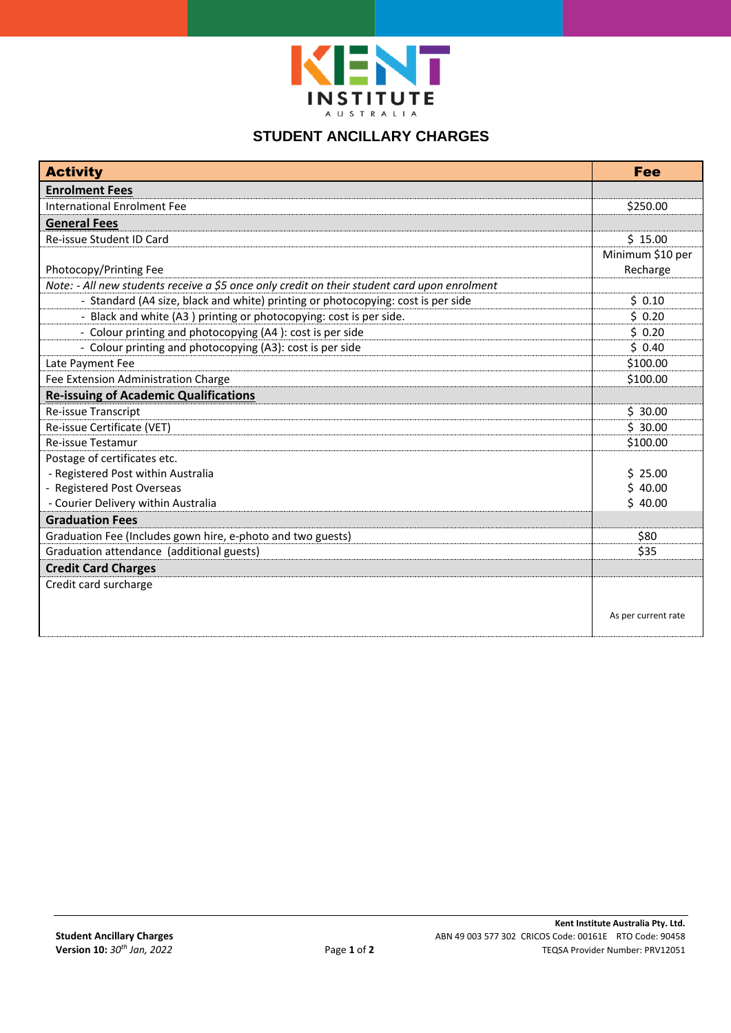# KENT INSTITUTE AUSTRALIA

## STUDENT ANCILLARY CHARGES

| Activity | Fee |
|---|---|
| **Enrolment Fees** | |
| International Enrolment Fee | $250.00 |
| **General Fees** | |
| Re-issue Student ID Card | $ 15.00 |
| Photocopy/Printing Fee | Minimum $10 per Recharge |
| *Note: - All new students receive a $5 once only credit on their student card upon enrolment* | |
| - Standard (A4 size, black and white) printing or photocopying: cost is per side | $ 0.10 |
| - Black and white (A3 ) printing or photocopying: cost is per side. | $ 0.20 |
| - Colour printing and photocopying (A4 ): cost is per side | $ 0.20 |
| - Colour printing and photocopying (A3): cost is per side | $ 0.40 |
| Late Payment Fee | $100.00 |
| Fee Extension Administration Charge | $100.00 |
| **Re-issuing of Academic Qualifications** | |
| Re-issue Transcript | $ 30.00 |
| Re-issue Certificate (VET) | $ 30.00 |
| Re-issue Testamur | $100.00 |
| Postage of certificates etc. | |
| - Registered Post within Australia | $ 25.00 |
| - Registered Post Overseas | $ 40.00 |
| - Courier Delivery within Australia | $ 40.00 |
| **Graduation Fees** | |
| Graduation Fee (Includes gown hire, e-photo and two guests) | $80 |
| Graduation attendance (additional guests) | $35 |
| **Credit Card Charges** | |
| Credit card surcharge | As per current rate |

**Student Ancillary Charges**
**Version 10:** *30th Jan, 2022*

**Kent Institute Australia Pty. Ltd.**
ABN 49 003 577 302 CRICOS Code: 00161E RTO Code: 90458
TEQSA Provider Number: PRV12051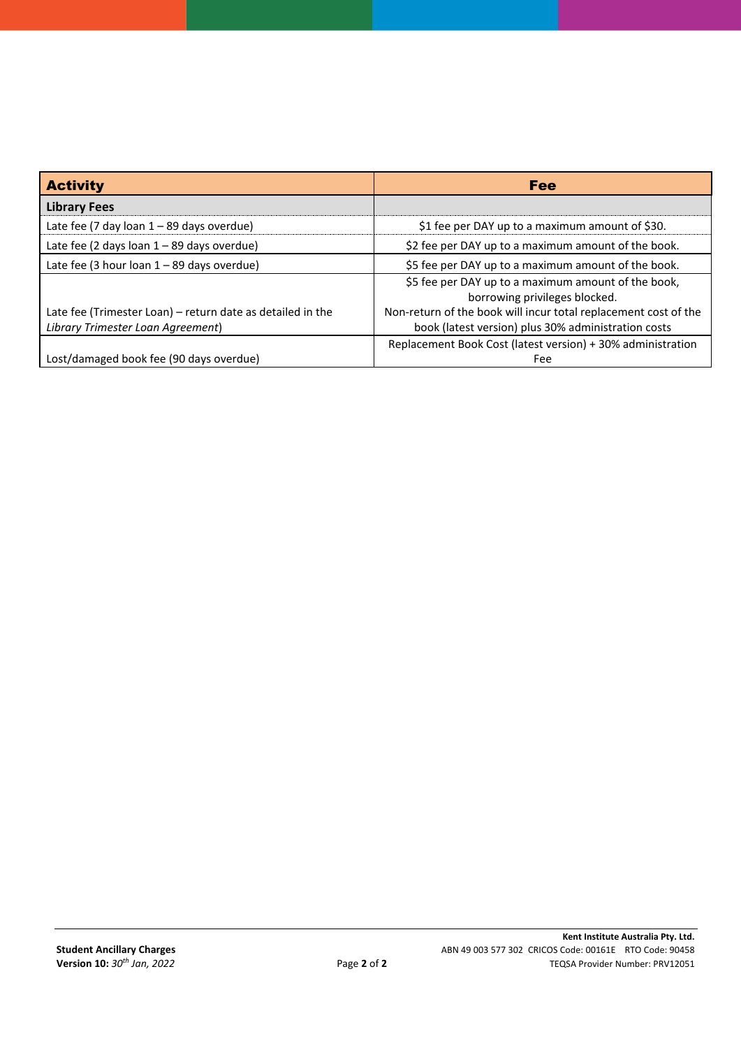| Activity | Fee |
|---|---|
| **Library Fees** | |
| Late fee (7 day loan 1 – 89 days overdue) | $1 fee per DAY up to a maximum amount of $30. |
| Late fee (2 days loan 1 – 89 days overdue) | $2 fee per DAY up to a maximum amount of the book. |
| Late fee (3 hour loan 1 – 89 days overdue) | $5 fee per DAY up to a maximum amount of the book. |
| Late fee (Trimester Loan) – return date as detailed in the *Library Trimester Loan Agreement*) | $5 fee per DAY up to a maximum amount of the book, borrowing privileges blocked. Non-return of the book will incur total replacement cost of the book (latest version) plus 30% administration costs |
| Lost/damaged book fee (90 days overdue) | Replacement Book Cost (latest version) + 30% administration Fee |